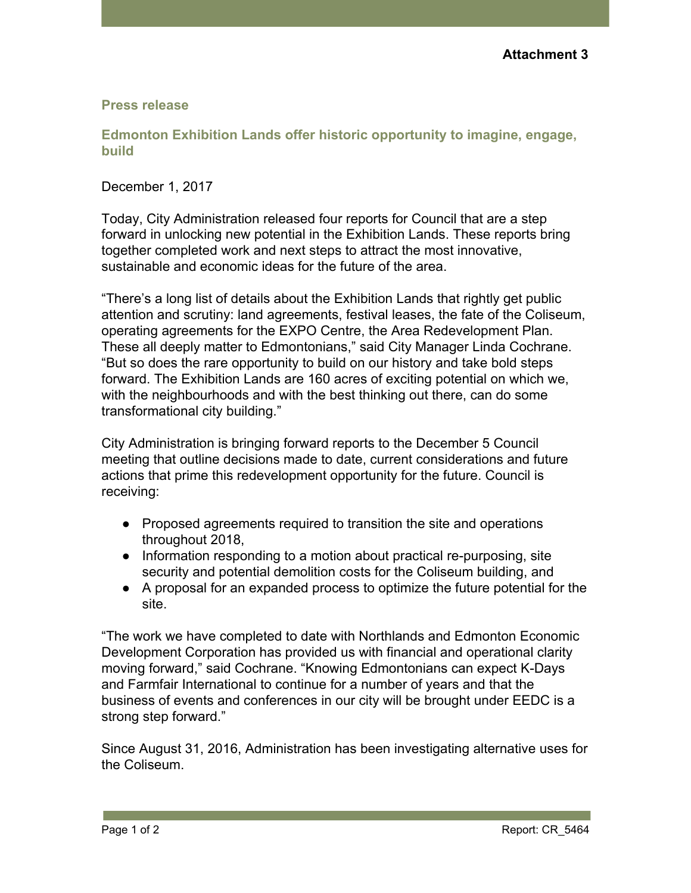**Attachment 3**

## Press release

### Edmonton Exhibition Lands offer historic opportunity to imagine, engage, build

December 1, 2017

Today, City Administration released four reports for Council that are a step forward in unlocking new potential in the Exhibition Lands. These reports bring together completed work and next steps to attract the most innovative, sustainable and economic ideas for the future of the area.

"There's a long list of details about the Exhibition Lands that rightly get public attention and scrutiny: land agreements, festival leases, the fate of the Coliseum, operating agreements for the EXPO Centre, the Area Redevelopment Plan. These all deeply matter to Edmontonians," said City Manager Linda Cochrane. "But so does the rare opportunity to build on our history and take bold steps forward. The Exhibition Lands are 160 acres of exciting potential on which we, with the neighbourhoods and with the best thinking out there, can do some transformational city building."

City Administration is bringing forward reports to the December 5 Council meeting that outline decisions made to date, current considerations and future actions that prime this redevelopment opportunity for the future. Council is receiving:

- Proposed agreements required to transition the site and operations throughout 2018,
- Information responding to a motion about practical re-purposing, site security and potential demolition costs for the Coliseum building, and
- A proposal for an expanded process to optimize the future potential for the site.

"The work we have completed to date with Northlands and Edmonton Economic Development Corporation has provided us with financial and operational clarity moving forward," said Cochrane. "Knowing Edmontonians can expect K-Days and Farmfair International to continue for a number of years and that the business of events and conferences in our city will be brought under EEDC is a strong step forward."

Since August 31, 2016, Administration has been investigating alternative uses for the Coliseum.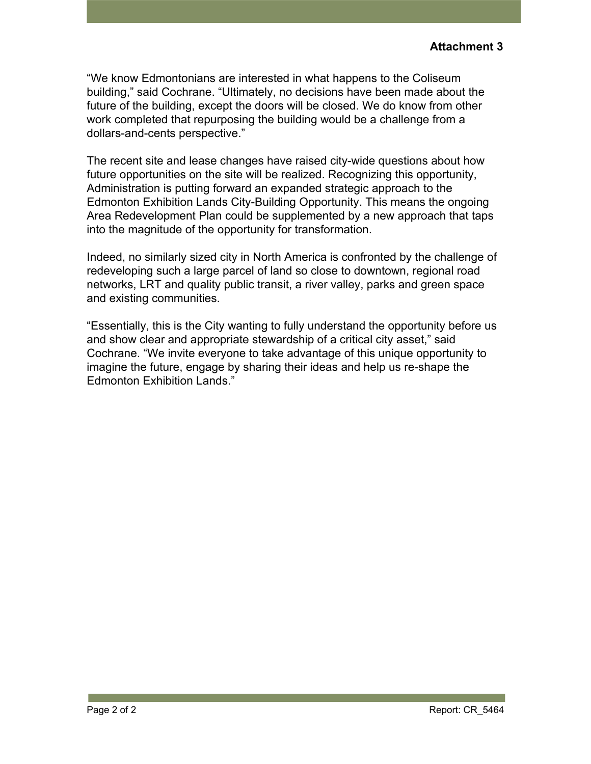**Attachment 3**

"We know Edmontonians are interested in what happens to the Coliseum building," said Cochrane. "Ultimately, no decisions have been made about the future of the building, except the doors will be closed. We do know from other work completed that repurposing the building would be a challenge from a dollars-and-cents perspective."

The recent site and lease changes have raised city-wide questions about how future opportunities on the site will be realized. Recognizing this opportunity, Administration is putting forward an expanded strategic approach to the Edmonton Exhibition Lands City-Building Opportunity. This means the ongoing Area Redevelopment Plan could be supplemented by a new approach that taps into the magnitude of the opportunity for transformation.

Indeed, no similarly sized city in North America is confronted by the challenge of redeveloping such a large parcel of land so close to downtown, regional road networks, LRT and quality public transit, a river valley, parks and green space and existing communities.

"Essentially, this is the City wanting to fully understand the opportunity before us and show clear and appropriate stewardship of a critical city asset," said Cochrane. "We invite everyone to take advantage of this unique opportunity to imagine the future, engage by sharing their ideas and help us re-shape the Edmonton Exhibition Lands."